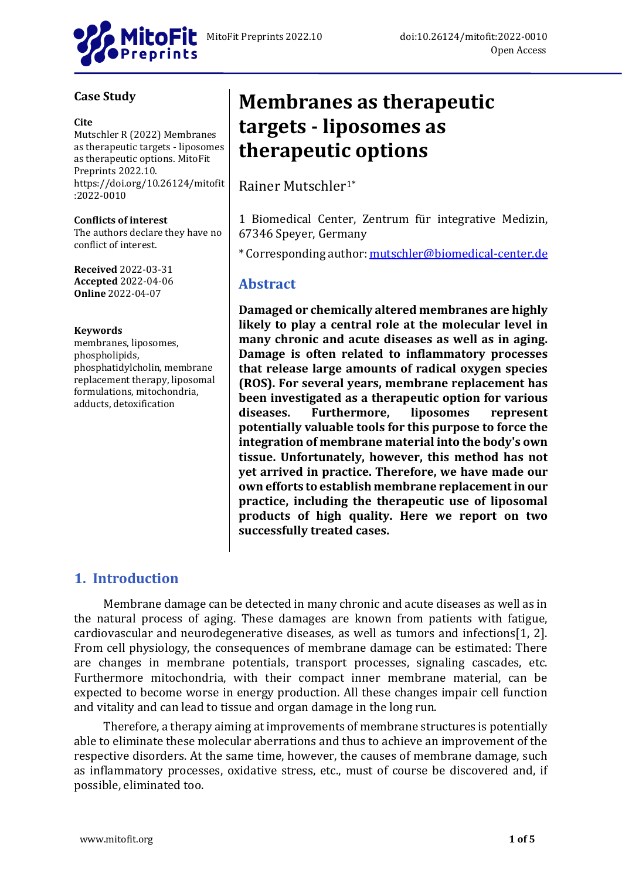Case Study

**Cite**
Mutschler R (2022) Membranes as therapeutic targets - liposomes as therapeutic options. MitoFit Preprints 2022.10. https://doi.org/10.26124/mitofit:2022-0010

**Conflicts of interest**
The authors declare they have no conflict of interest.

**Received** 2022-03-31
**Accepted** 2022-04-06
**Online** 2022-04-07

**Keywords**
membranes, liposomes, phospholipids, phosphatidylcholin, membrane replacement therapy, liposomal formulations, mitochondria, adducts, detoxification

# Membranes as therapeutic targets - liposomes as therapeutic options

Rainer Mutschler[1*]

1 Biomedical Center, Zentrum für integrative Medizin, 67346 Speyer, Germany

* Corresponding author: mutschler@biomedical-center.de

## Abstract

**Damaged or chemically altered membranes are highly likely to play a central role at the molecular level in many chronic and acute diseases as well as in aging. Damage is often related to inflammatory processes that release large amounts of radical oxygen species (ROS). For several years, membrane replacement has been investigated as a therapeutic option for various diseases. Furthermore, liposomes represent potentially valuable tools for this purpose to force the integration of membrane material into the body's own tissue. Unfortunately, however, this method has not yet arrived in practice. Therefore, we have made our own efforts to establish membrane replacement in our practice, including the therapeutic use of liposomal products of high quality. Here we report on two successfully treated cases.**

## 1. Introduction

Membrane damage can be detected in many chronic and acute diseases as well as in the natural process of aging. These damages are known from patients with fatigue, cardiovascular and neurodegenerative diseases, as well as tumors and infections[1, 2]. From cell physiology, the consequences of membrane damage can be estimated: There are changes in membrane potentials, transport processes, signaling cascades, etc. Furthermore mitochondria, with their compact inner membrane material, can be expected to become worse in energy production. All these changes impair cell function and vitality and can lead to tissue and organ damage in the long run.

Therefore, a therapy aiming at improvements of membrane structures is potentially able to eliminate these molecular aberrations and thus to achieve an improvement of the respective disorders. At the same time, however, the causes of membrane damage, such as inflammatory processes, oxidative stress, etc., must of course be discovered and, if possible, eliminated too.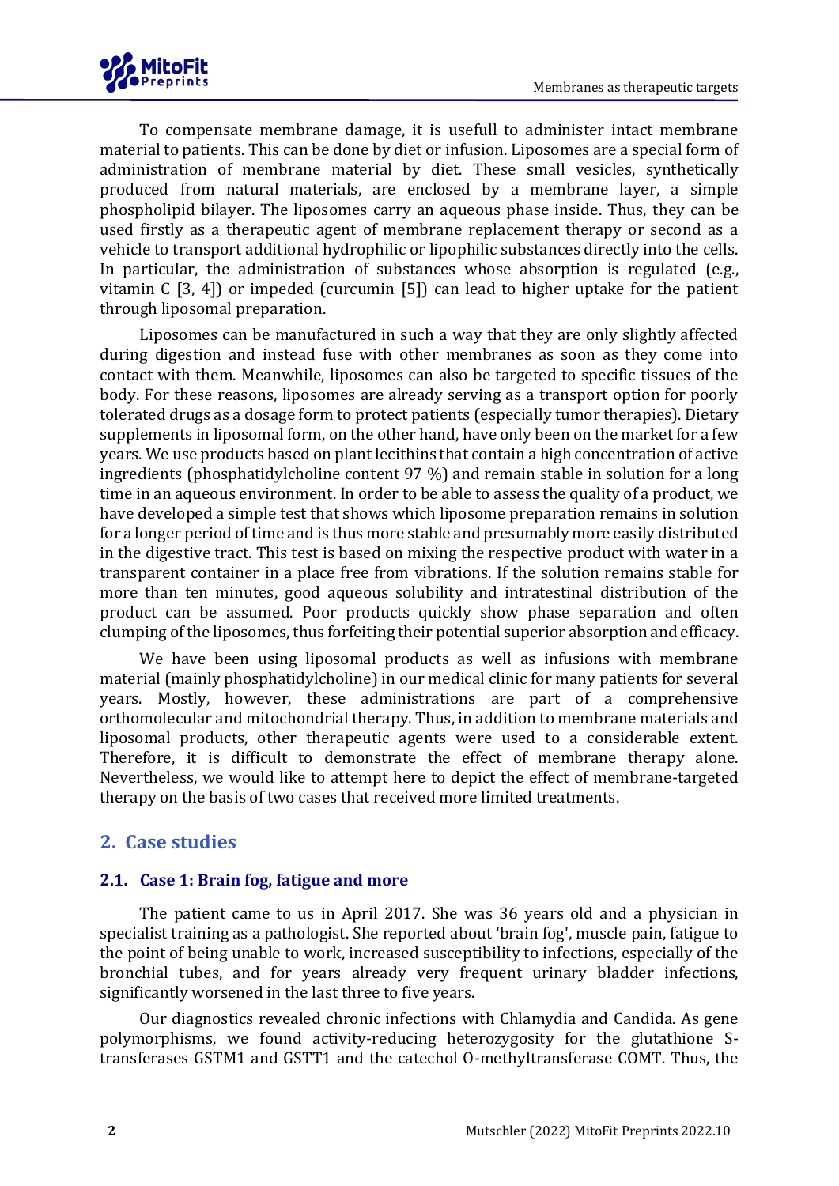To compensate membrane damage, it is usefull to administer intact membrane material to patients. This can be done by diet or infusion. Liposomes are a special form of administration of membrane material by diet. These small vesicles, synthetically produced from natural materials, are enclosed by a membrane layer, a simple phospholipid bilayer. The liposomes carry an aqueous phase inside. Thus, they can be used firstly as a therapeutic agent of membrane replacement therapy or second as a vehicle to transport additional hydrophilic or lipophilic substances directly into the cells. In particular, the administration of substances whose absorption is regulated (e.g., vitamin C [3, 4]) or impeded (curcumin [5]) can lead to higher uptake for the patient through liposomal preparation.

Liposomes can be manufactured in such a way that they are only slightly affected during digestion and instead fuse with other membranes as soon as they come into contact with them. Meanwhile, liposomes can also be targeted to specific tissues of the body. For these reasons, liposomes are already serving as a transport option for poorly tolerated drugs as a dosage form to protect patients (especially tumor therapies). Dietary supplements in liposomal form, on the other hand, have only been on the market for a few years. We use products based on plant lecithins that contain a high concentration of active ingredients (phosphatidylcholine content 97 %) and remain stable in solution for a long time in an aqueous environment. In order to be able to assess the quality of a product, we have developed a simple test that shows which liposome preparation remains in solution for a longer period of time and is thus more stable and presumably more easily distributed in the digestive tract. This test is based on mixing the respective product with water in a transparent container in a place free from vibrations. If the solution remains stable for more than ten minutes, good aqueous solubility and intratestinal distribution of the product can be assumed. Poor products quickly show phase separation and often clumping of the liposomes, thus forfeiting their potential superior absorption and efficacy.

We have been using liposomal products as well as infusions with membrane material (mainly phosphatidylcholine) in our medical clinic for many patients for several years. Mostly, however, these administrations are part of a comprehensive orthomolecular and mitochondrial therapy. Thus, in addition to membrane materials and liposomal products, other therapeutic agents were used to a considerable extent. Therefore, it is difficult to demonstrate the effect of membrane therapy alone. Nevertheless, we would like to attempt here to depict the effect of membrane-targeted therapy on the basis of two cases that received more limited treatments.

## 2. Case studies

### 2.1. Case 1: Brain fog, fatigue and more

The patient came to us in April 2017. She was 36 years old and a physician in specialist training as a pathologist. She reported about 'brain fog', muscle pain, fatigue to the point of being unable to work, increased susceptibility to infections, especially of the bronchial tubes, and for years already very frequent urinary bladder infections, significantly worsened in the last three to five years.

Our diagnostics revealed chronic infections with Chlamydia and Candida. As gene polymorphisms, we found activity-reducing heterozygosity for the glutathione S-transferases GSTM1 and GSTT1 and the catechol O-methyltransferase COMT. Thus, the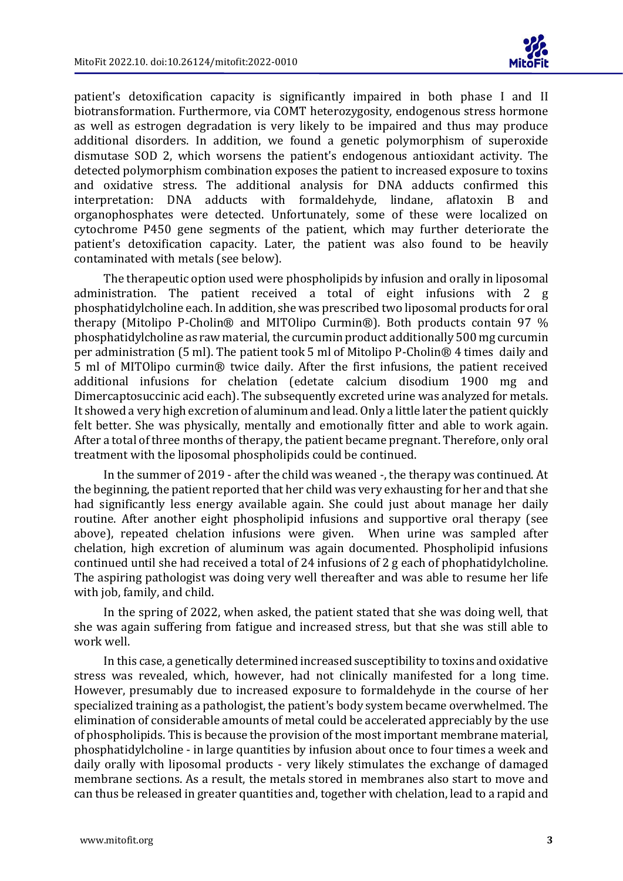patient's detoxification capacity is significantly impaired in both phase I and II biotransformation. Furthermore, via COMT heterozygosity, endogenous stress hormone as well as estrogen degradation is very likely to be impaired and thus may produce additional disorders. In addition, we found a genetic polymorphism of superoxide dismutase SOD 2, which worsens the patient's endogenous antioxidant activity. The detected polymorphism combination exposes the patient to increased exposure to toxins and oxidative stress. The additional analysis for DNA adducts confirmed this interpretation: DNA adducts with formaldehyde, lindane, aflatoxin B and organophosphates were detected. Unfortunately, some of these were localized on cytochrome P450 gene segments of the patient, which may further deteriorate the patient's detoxification capacity. Later, the patient was also found to be heavily contaminated with metals (see below).

The therapeutic option used were phospholipids by infusion and orally in liposomal administration. The patient received a total of eight infusions with 2 g phosphatidylcholine each. In addition, she was prescribed two liposomal products for oral therapy (Mitolipo P-Cholin® and MITOlipo Curmin®). Both products contain 97 % phosphatidylcholine as raw material, the curcumin product additionally 500 mg curcumin per administration (5 ml). The patient took 5 ml of Mitolipo P-Cholin® 4 times daily and 5 ml of MITOlipo curmin® twice daily. After the first infusions, the patient received additional infusions for chelation (edetate calcium disodium 1900 mg and Dimercaptosuccinic acid each). The subsequently excreted urine was analyzed for metals. It showed a very high excretion of aluminum and lead. Only a little later the patient quickly felt better. She was physically, mentally and emotionally fitter and able to work again. After a total of three months of therapy, the patient became pregnant. Therefore, only oral treatment with the liposomal phospholipids could be continued.

In the summer of 2019 - after the child was weaned -, the therapy was continued. At the beginning, the patient reported that her child was very exhausting for her and that she had significantly less energy available again. She could just about manage her daily routine. After another eight phospholipid infusions and supportive oral therapy (see above), repeated chelation infusions were given. When urine was sampled after chelation, high excretion of aluminum was again documented. Phospholipid infusions continued until she had received a total of 24 infusions of 2 g each of phophatidylcholine. The aspiring pathologist was doing very well thereafter and was able to resume her life with job, family, and child.

In the spring of 2022, when asked, the patient stated that she was doing well, that she was again suffering from fatigue and increased stress, but that she was still able to work well.

In this case, a genetically determined increased susceptibility to toxins and oxidative stress was revealed, which, however, had not clinically manifested for a long time. However, presumably due to increased exposure to formaldehyde in the course of her specialized training as a pathologist, the patient's body system became overwhelmed. The elimination of considerable amounts of metal could be accelerated appreciably by the use of phospholipids. This is because the provision of the most important membrane material, phosphatidylcholine - in large quantities by infusion about once to four times a week and daily orally with liposomal products - very likely stimulates the exchange of damaged membrane sections. As a result, the metals stored in membranes also start to move and can thus be released in greater quantities and, together with chelation, lead to a rapid and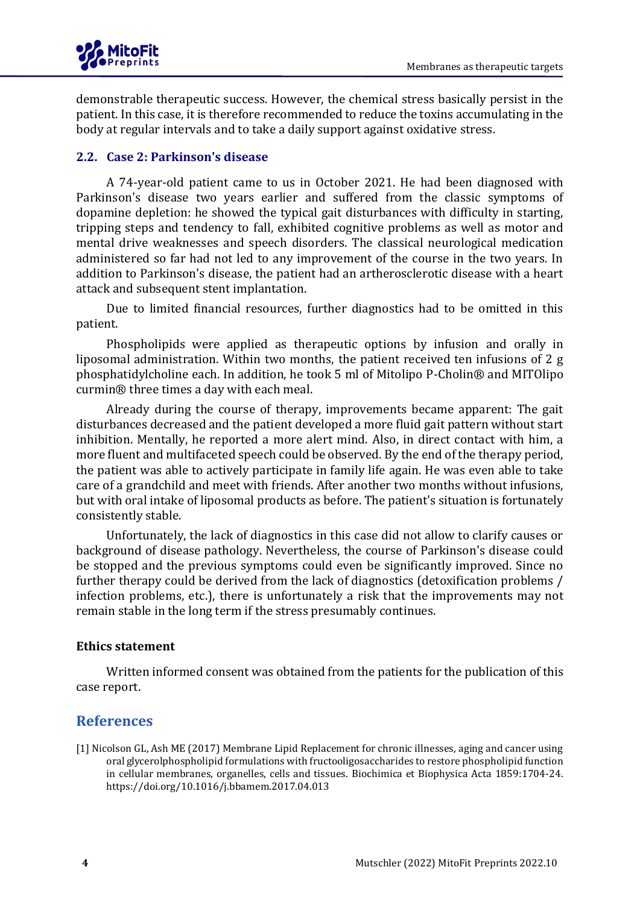demonstrable therapeutic success. However, the chemical stress basically persist in the patient. In this case, it is therefore recommended to reduce the toxins accumulating in the body at regular intervals and to take a daily support against oxidative stress.

### 2.2. Case 2: Parkinson's disease

A 74-year-old patient came to us in October 2021. He had been diagnosed with Parkinson's disease two years earlier and suffered from the classic symptoms of dopamine depletion: he showed the typical gait disturbances with difficulty in starting, tripping steps and tendency to fall, exhibited cognitive problems as well as motor and mental drive weaknesses and speech disorders. The classical neurological medication administered so far had not led to any improvement of the course in the two years. In addition to Parkinson's disease, the patient had an artherosclerotic disease with a heart attack and subsequent stent implantation.

Due to limited financial resources, further diagnostics had to be omitted in this patient.

Phospholipids were applied as therapeutic options by infusion and orally in liposomal administration. Within two months, the patient received ten infusions of 2 g phosphatidylcholine each. In addition, he took 5 ml of Mitolipo P-Cholin® and MITOlipo curmin® three times a day with each meal.

Already during the course of therapy, improvements became apparent: The gait disturbances decreased and the patient developed a more fluid gait pattern without start inhibition. Mentally, he reported a more alert mind. Also, in direct contact with him, a more fluent and multifaceted speech could be observed. By the end of the therapy period, the patient was able to actively participate in family life again. He was even able to take care of a grandchild and meet with friends. After another two months without infusions, but with oral intake of liposomal products as before. The patient's situation is fortunately consistently stable.

Unfortunately, the lack of diagnostics in this case did not allow to clarify causes or background of disease pathology. Nevertheless, the course of Parkinson's disease could be stopped and the previous symptoms could even be significantly improved. Since no further therapy could be derived from the lack of diagnostics (detoxification problems / infection problems, etc.), there is unfortunately a risk that the improvements may not remain stable in the long term if the stress presumably continues.

#### Ethics statement

Written informed consent was obtained from the patients for the publication of this case report.

## References

[1] Nicolson GL, Ash ME (2017) Membrane Lipid Replacement for chronic illnesses, aging and cancer using oral glycerolphospholipid formulations with fructooligosaccharides to restore phospholipid function in cellular membranes, organelles, cells and tissues. Biochimica et Biophysica Acta 1859:1704-24. https://doi.org/10.1016/j.bbamem.2017.04.013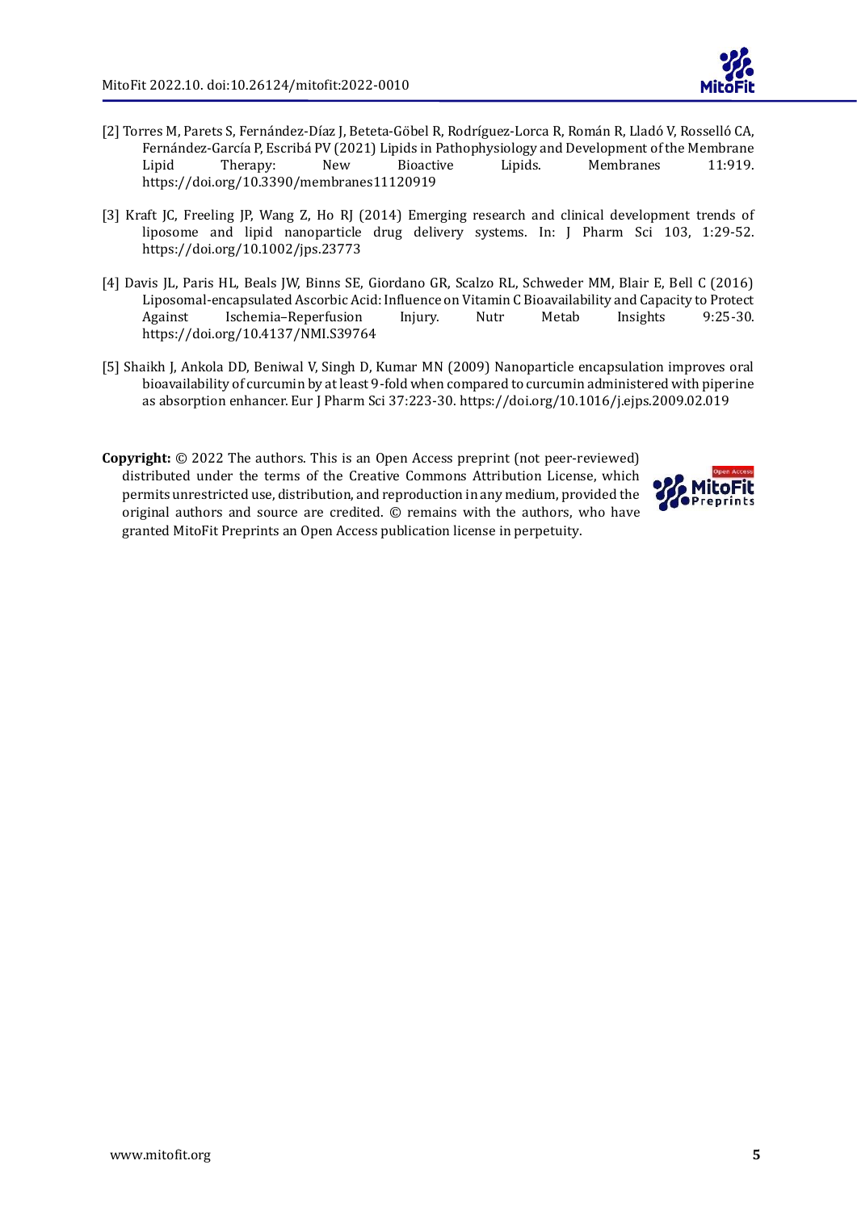[2] Torres M, Parets S, Fernández-Díaz J, Beteta-Göbel R, Rodríguez-Lorca R, Román R, Lladó V, Rosselló CA, Fernández-García P, Escribá PV (2021) Lipids in Pathophysiology and Development of the Membrane Lipid Therapy: New Bioactive Lipids. Membranes 11:919. https://doi.org/10.3390/membranes11120919

[3] Kraft JC, Freeling JP, Wang Z, Ho RJ (2014) Emerging research and clinical development trends of liposome and lipid nanoparticle drug delivery systems. In: J Pharm Sci 103, 1:29-52. https://doi.org/10.1002/jps.23773

[4] Davis JL, Paris HL, Beals JW, Binns SE, Giordano GR, Scalzo RL, Schweder MM, Blair E, Bell C (2016) Liposomal-encapsulated Ascorbic Acid: Influence on Vitamin C Bioavailability and Capacity to Protect Against Ischemia–Reperfusion Injury. Nutr Metab Insights 9:25-30. https://doi.org/10.4137/NMI.S39764

[5] Shaikh J, Ankola DD, Beniwal V, Singh D, Kumar MN (2009) Nanoparticle encapsulation improves oral bioavailability of curcumin by at least 9-fold when compared to curcumin administered with piperine as absorption enhancer. Eur J Pharm Sci 37:223-30. https://doi.org/10.1016/j.ejps.2009.02.019

**Copyright:** © 2022 The authors. This is an Open Access preprint (not peer-reviewed) distributed under the terms of the Creative Commons Attribution License, which permits unrestricted use, distribution, and reproduction in any medium, provided the original authors and source are credited. © remains with the authors, who have granted MitoFit Preprints an Open Access publication license in perpetuity.